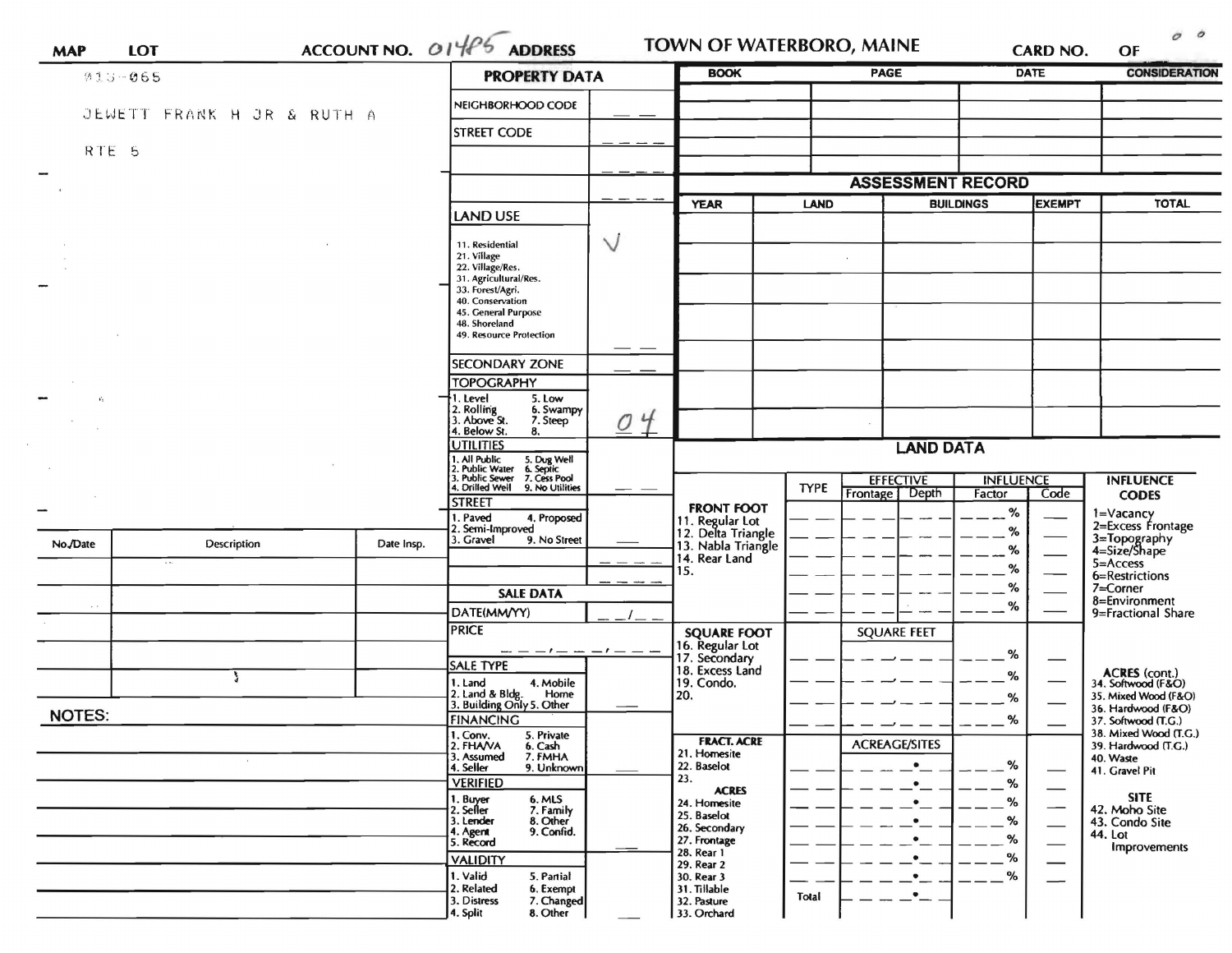| MAP | LOT | ACCOUNT NO. 01485 | ADDRESS | TOWN OF WATERBORO, MAINE | CARD NO. | OF |
|---|---|---|---|---|---|---|

035-065

JEWETT FRANK H JR & RUTH A

RTE 5

## PROPERTY DATA

| | |
|---|---|
| NEIGHBORHOOD CODE | |
| STREET CODE | |
| | |
| | |
| **LAND USE** | √ |
| 11. Residential<br>21. Village<br>22. Village/Res.<br>31. Agricultural/Res.<br>33. Forest/Agri.<br>40. Conservation<br>45. General Purpose<br>48. Shoreland<br>49. Resource Protection | |
| SECONDARY ZONE | |
| **TOPOGRAPHY**<br>1. Level 5. Low<br>2. Rolling 6. Swampy<br>3. Above St. 7. Steep<br>4. Below St. 8. | 04 |
| **UTILITIES**<br>1. All Public 5. Dug Well<br>2. Public Water 6. Septic<br>3. Public Sewer 7. Cess Pool<br>4. Drilled Well 9. No Utilities | |
| **STREET**<br>1. Paved 4. Proposed<br>2. Semi-Improved<br>3. Gravel 9. No Street | |

## SALE DATA

| | |
|---|---|
| DATE(MM/YY) | / |
| PRICE | |
| **SALE TYPE**<br>1. Land 4. Mobile Home<br>2. Land & Bldg.<br>3. Building Only 5. Other | |
| **FINANCING**<br>1. Conv. 5. Private<br>2. FHA/VA 6. Cash<br>3. Assumed 7. FMHA<br>4. Seller 9. Unknown | |
| **VERIFIED**<br>1. Buyer 6. MLS<br>2. Seller 7. Family<br>3. Lender 8. Other<br>4. Agent 9. Confid.<br>5. Record | |
| **VALIDITY**<br>1. Valid 5. Partial<br>2. Related 6. Exempt<br>3. Distress 7. Changed<br>4. Split 8. Other | |

| No./Date | Description | Date Insp. |
|---|---|---|
| | | |
| | | |
| | | |
| | | |
| | | |

NOTES:

| BOOK | PAGE | DATE | CONSIDERATION |
|---|---|---|---|
| | | | |
| | | | |
| | | | |
| | | | |

## ASSESSMENT RECORD

| YEAR | LAND | BUILDINGS | EXEMPT | TOTAL |
|---|---|---|---|---|
| | | | | |
| | | | | |
| | | | | |
| | | | | |
| | | | | |
| | | | | |
| | | | | |

## LAND DATA

| | TYPE | EFFECTIVE Frontage | EFFECTIVE Depth | INFLUENCE Factor | INFLUENCE Code |
|---|---|---|---|---|---|
| **FRONT FOOT**<br>11. Regular Lot<br>12. Delta Triangle<br>13. Nabla Triangle<br>14. Rear Land<br>15. | | | | % | |
| **SQUARE FOOT**<br>16. Regular Lot<br>17. Secondary<br>18. Excess Land<br>19. Condo.<br>20. | | SQUARE FEET | | % | |
| **FRACT. ACRE**<br>21. Homesite<br>22. Baselot<br>23.<br>**ACRES**<br>24. Homesite<br>25. Baselot<br>26. Secondary<br>27. Frontage<br>28. Rear 1<br>29. Rear 2<br>30. Rear 3<br>31. Tillable<br>32. Pasture<br>33. Orchard | Total | ACREAGE/SITES | | % | |

**INFLUENCE CODES**
1=Vacancy
2=Excess Frontage
3=Topography
4=Size/Shape
5=Access
6=Restrictions
7=Corner
8=Environment
9=Fractional Share

**ACRES (cont.)**
34. Softwood (F&O)
35. Mixed Wood (F&O)
36. Hardwood (F&O)
37. Softwood (T.G.)
38. Mixed Wood (T.G.)
39. Hardwood (T.G.)
40. Waste
41. Gravel Pit

**SITE**
42. Moho Site
43. Condo Site
44. Lot Improvements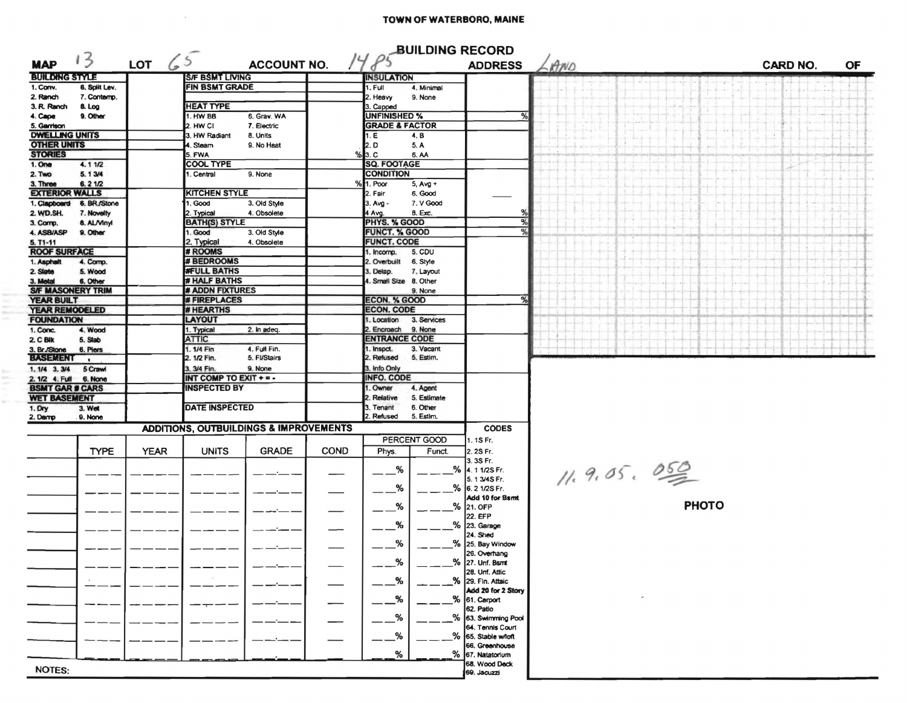**TOWN OF WATERBORO, MAINE**

# BUILDING RECORD

MAP 13 LOT 65 ACCOUNT NO. 1485 ADDRESS LAND CARD NO. OF

| BUILDING STYLE | | S/F BSMT LIVING | | INSULATION | |
|---|---|---|---|---|---|
| 1. Conv. 6. Split Lev. | | FIN BSMT GRADE | | 1. Full 4. Minimal | |
| 2. Ranch 7. Contemp. | | | | 2. Heavy 9. None | |
| 3. R. Ranch 8. Log | | HEAT TYPE | | 3. Capped | |
| 4. Cape 9. Other | | 1. HW BB 6. Grav. WA | | UNFINISHED % | % |
| 5. Garrison | | 2. HW CI 7. Electric | | GRADE & FACTOR | |
| DWELLING UNITS | | 3. HW Radiant 8. Units | | 1. E 4. B | |
| OTHER UNITS | | 4. Steam 9. No Heat | | 2. D 5. A | |
| STORIES | | 5. FWA | % | 3. C 6. AA | |
| 1. One 4. 1 1/2 | | COOL TYPE | | SQ. FOOTAGE | |
| 2. Two 5. 1 3/4 | | 1. Central 9. None | | CONDITION | |
| 3. Three 6. 2 1/2 | | | % | 1. Poor 5. Avg + | |
| EXTERIOR WALLS | | KITCHEN STYLE | | 2. Fair 6. Good | |
| 1. Clapboard 6. BR./Stone | | 1. Good 3. Old Style | | 3. Avg - 7. V Good | |
| 2. WD.SH. 7. Novelty | | 2. Typical 4. Obsolete | | 4 Avg. 8. Exc. | % |
| 3. Comp. 8. AL/Vinyl | | BATH(S) STYLE | | PHYS. % GOOD | % |
| 4. ASB/ASP 9. Other | | 1. Good 3. Old Style | | FUNCT. % GOOD | % |
| 5. T1-11 | | 2. Typical 4. Obsolete | | FUNCT. CODE | |
| ROOF SURFACE | | # ROOMS | | 1. Incomp. 5. CDU | |
| 1. Asphalt 4. Comp. | | # BEDROOMS | | 2. Overbuilt 6. Style | |
| 2. Slate 5. Wood | | #FULL BATHS | | 3. Delap. 7. Layout | |
| 3. Metal 6. Other | | # HALF BATHS | | 4. Small Size 8. Other | |
| S/F MASONERY TRIM | | # ADDN FIXTURES | | 9. None | |
| YEAR BUILT | | # FIREPLACES | | ECON. % GOOD | % |
| YEAR REMODELED | | # HEARTHS | | ECON. CODE | |
| FOUNDATION | | LAYOUT | | 1. Location 3. Services | |
| 1. Conc. 4. Wood | | 1. Typical 2. In adeq. | | 2. Encroach 9. None | |
| 2. C Blk 5. Slab | | ATTIC | | ENTRANCE CODE | |
| 3. Br./Stone 6. Piers | | 1. 1/4 Fin 4. Full Fin. | | 1. Inspct. 3. Vacant | |
| BASEMENT | | 2. 1/2 Fin. 5. Fl/Stairs | | 2. Refused 5. Estim. | |
| 1. 1/4 3. 3/4 5 Crawl | | 3. 3/4 Fin. 9. None | | 3. Info Only | |
| 2. 1/2 4. Full 6. None | | INT COMP TO EXIT + = - | | INFO. CODE | |
| BSMT GAR # CARS | | INSPECTED BY | | 1. Owner 4. Agent | |
| WET BASEMENT | | | | 2. Relative 5. Estimate | |
| 1. Dry 3. Wet | | DATE INSPECTED | | 3. Tenant 6. Other | |
| 2. Damp 9. None | | | | 2. Refused 5. Estim. | |

## ADDITIONS, OUTBUILDINGS & IMPROVEMENTS

| | TYPE | YEAR | UNITS | GRADE | COND | PERCENT GOOD Phys. | PERCENT GOOD Funct. | CODES |
|---|---|---|---|---|---|---|---|---|
| | | | | | | % | % | 1. 1S Fr. |
| | | | | | | % | % | 2. 2S Fr. |
| | | | | | | % | % | 3. 3S Fr. |
| | | | | | | % | % | 4. 1 1/2S Fr. |
| | | | | | | % | % | 5. 1 3/4S Fr. |
| | | | | | | % | % | 6. 2 1/2S Fr. |
| | | | | | | % | % | Add 10 for Bsmt |
| | | | | | | % | % | 21. OFP |
| | | | | | | % | % | 22. EFP |
| | | | | | | % | % | 23. Garage |
| | | | | | | % | % | 24. Shed |
| | | | | | | | | 25. Bay Window |
| | | | | | | | | 26. Overhang |
| | | | | | | | | 27. Unf. Bsmt |
| | | | | | | | | 28. Unf. Attic |
| | | | | | | | | 29. Fin. Attaic |
| | | | | | | | | Add 20 for 2 Story |
| | | | | | | | | 61. Carport |
| | | | | | | | | 62. Patio |
| | | | | | | | | 63. Swimming Pool |
| | | | | | | | | 64. Tennis Court |
| | | | | | | | | 65. Stable w/loft |
| | | | | | | | | 66. Greenhouse |
| | | | | | | | | 67. Natatorium |
| | | | | | | | | 68. Wood Deck |
| | | | | | | | | 69. Jacuzzi |

NOTES:

11.9.05. 050

PHOTO